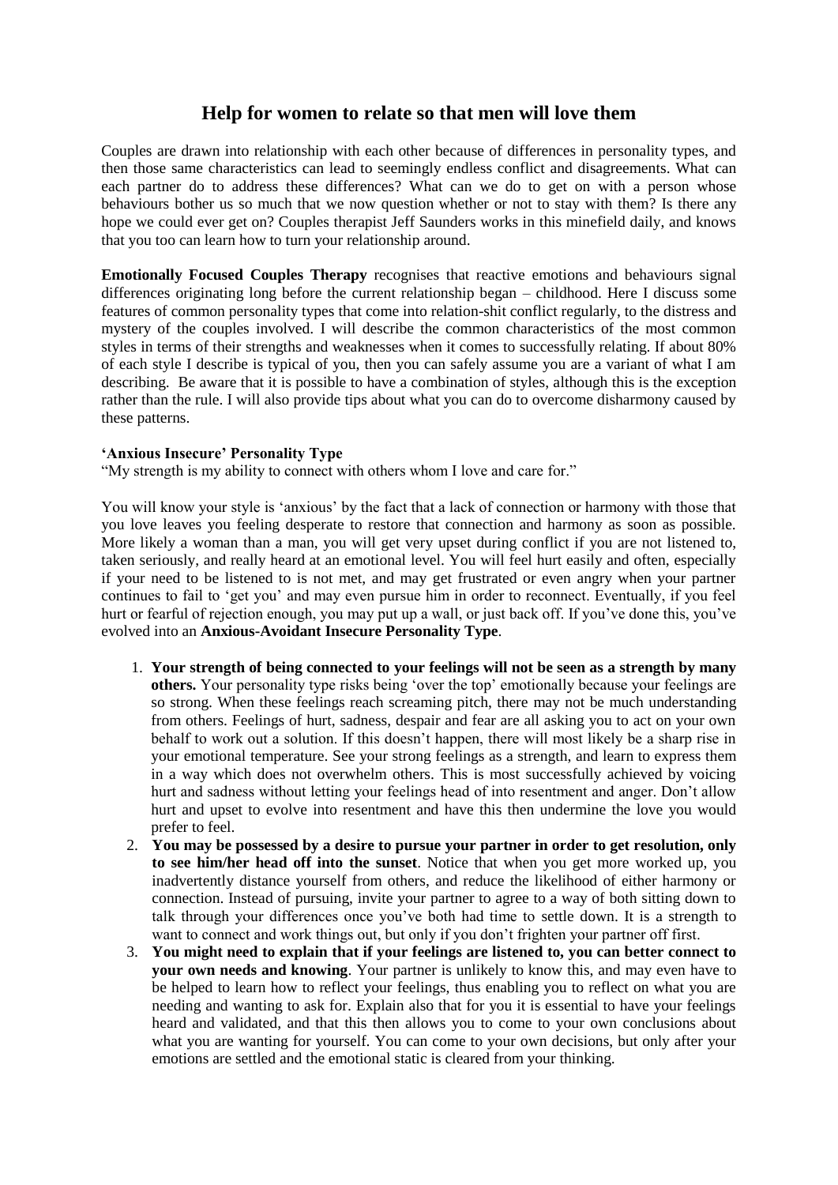# Help for women to relate so that men will love them

Couples are drawn into relationship with each other because of differences in personality types, and then those same characteristics can lead to seemingly endless conflict and disagreements. What can each partner do to address these differences? What can we do to get on with a person whose behaviours bother us so much that we now question whether or not to stay with them? Is there any hope we could ever get on? Couples therapist Jeff Saunders works in this minefield daily, and knows that you too can learn how to turn your relationship around.

**Emotionally Focused Couples Therapy** recognises that reactive emotions and behaviours signal differences originating long before the current relationship began – childhood. Here I discuss some features of common personality types that come into relation-shit conflict regularly, to the distress and mystery of the couples involved. I will describe the common characteristics of the most common styles in terms of their strengths and weaknesses when it comes to successfully relating. If about 80% of each style I describe is typical of you, then you can safely assume you are a variant of what I am describing. Be aware that it is possible to have a combination of styles, although this is the exception rather than the rule. I will also provide tips about what you can do to overcome disharmony caused by these patterns.

**'Anxious Insecure' Personality Type**

"My strength is my ability to connect with others whom I love and care for."

You will know your style is 'anxious' by the fact that a lack of connection or harmony with those that you love leaves you feeling desperate to restore that connection and harmony as soon as possible. More likely a woman than a man, you will get very upset during conflict if you are not listened to, taken seriously, and really heard at an emotional level. You will feel hurt easily and often, especially if your need to be listened to is not met, and may get frustrated or even angry when your partner continues to fail to 'get you' and may even pursue him in order to reconnect. Eventually, if you feel hurt or fearful of rejection enough, you may put up a wall, or just back off. If you've done this, you've evolved into an **Anxious-Avoidant Insecure Personality Type**.

1. **Your strength of being connected to your feelings will not be seen as a strength by many others.** Your personality type risks being 'over the top' emotionally because your feelings are so strong. When these feelings reach screaming pitch, there may not be much understanding from others. Feelings of hurt, sadness, despair and fear are all asking you to act on your own behalf to work out a solution. If this doesn't happen, there will most likely be a sharp rise in your emotional temperature. See your strong feelings as a strength, and learn to express them in a way which does not overwhelm others. This is most successfully achieved by voicing hurt and sadness without letting your feelings head of into resentment and anger. Don't allow hurt and upset to evolve into resentment and have this then undermine the love you would prefer to feel.
2. **You may be possessed by a desire to pursue your partner in order to get resolution, only to see him/her head off into the sunset**. Notice that when you get more worked up, you inadvertently distance yourself from others, and reduce the likelihood of either harmony or connection. Instead of pursuing, invite your partner to agree to a way of both sitting down to talk through your differences once you've both had time to settle down. It is a strength to want to connect and work things out, but only if you don't frighten your partner off first.
3. **You might need to explain that if your feelings are listened to, you can better connect to your own needs and knowing**. Your partner is unlikely to know this, and may even have to be helped to learn how to reflect your feelings, thus enabling you to reflect on what you are needing and wanting to ask for. Explain also that for you it is essential to have your feelings heard and validated, and that this then allows you to come to your own conclusions about what you are wanting for yourself. You can come to your own decisions, but only after your emotions are settled and the emotional static is cleared from your thinking.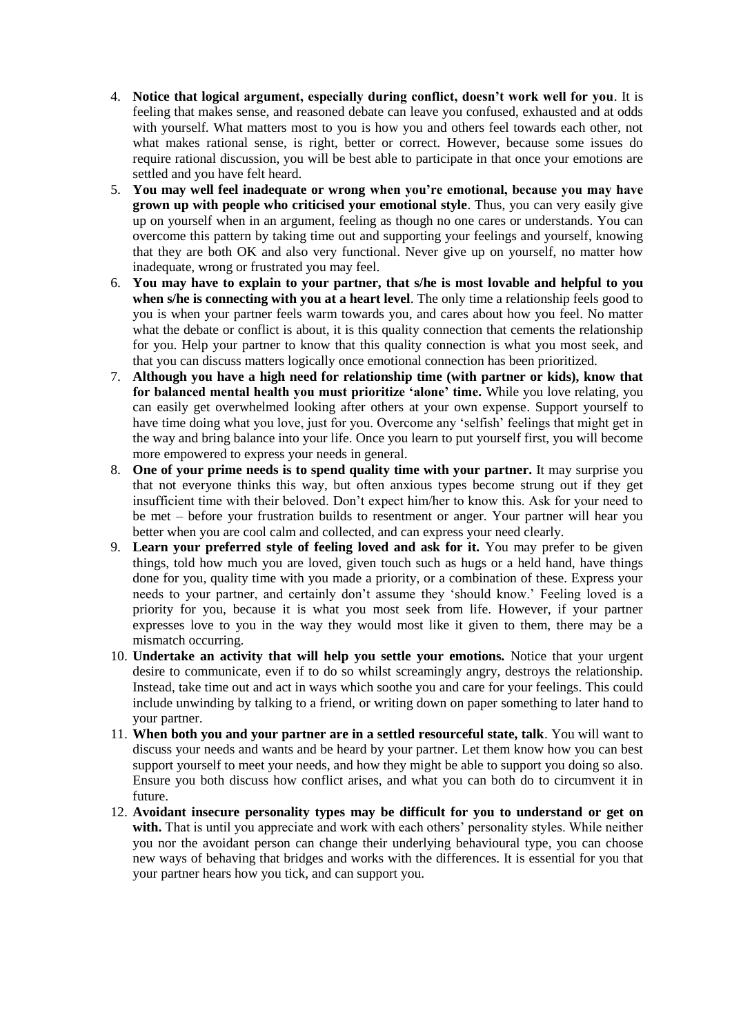4. **Notice that logical argument, especially during conflict, doesn't work well for you**. It is feeling that makes sense, and reasoned debate can leave you confused, exhausted and at odds with yourself. What matters most to you is how you and others feel towards each other, not what makes rational sense, is right, better or correct. However, because some issues do require rational discussion, you will be best able to participate in that once your emotions are settled and you have felt heard.
5. **You may well feel inadequate or wrong when you're emotional, because you may have grown up with people who criticised your emotional style**. Thus, you can very easily give up on yourself when in an argument, feeling as though no one cares or understands. You can overcome this pattern by taking time out and supporting your feelings and yourself, knowing that they are both OK and also very functional. Never give up on yourself, no matter how inadequate, wrong or frustrated you may feel.
6. **You may have to explain to your partner, that s/he is most lovable and helpful to you when s/he is connecting with you at a heart level**. The only time a relationship feels good to you is when your partner feels warm towards you, and cares about how you feel. No matter what the debate or conflict is about, it is this quality connection that cements the relationship for you. Help your partner to know that this quality connection is what you most seek, and that you can discuss matters logically once emotional connection has been prioritized.
7. **Although you have a high need for relationship time (with partner or kids), know that for balanced mental health you must prioritize 'alone' time.** While you love relating, you can easily get overwhelmed looking after others at your own expense. Support yourself to have time doing what you love, just for you. Overcome any 'selfish' feelings that might get in the way and bring balance into your life. Once you learn to put yourself first, you will become more empowered to express your needs in general.
8. **One of your prime needs is to spend quality time with your partner.** It may surprise you that not everyone thinks this way, but often anxious types become strung out if they get insufficient time with their beloved. Don't expect him/her to know this. Ask for your need to be met – before your frustration builds to resentment or anger. Your partner will hear you better when you are cool calm and collected, and can express your need clearly.
9. **Learn your preferred style of feeling loved and ask for it.** You may prefer to be given things, told how much you are loved, given touch such as hugs or a held hand, have things done for you, quality time with you made a priority, or a combination of these. Express your needs to your partner, and certainly don't assume they 'should know.' Feeling loved is a priority for you, because it is what you most seek from life. However, if your partner expresses love to you in the way they would most like it given to them, there may be a mismatch occurring.
10. **Undertake an activity that will help you settle your emotions.** Notice that your urgent desire to communicate, even if to do so whilst screamingly angry, destroys the relationship. Instead, take time out and act in ways which soothe you and care for your feelings. This could include unwinding by talking to a friend, or writing down on paper something to later hand to your partner.
11. **When both you and your partner are in a settled resourceful state, talk**. You will want to discuss your needs and wants and be heard by your partner. Let them know how you can best support yourself to meet your needs, and how they might be able to support you doing so also. Ensure you both discuss how conflict arises, and what you can both do to circumvent it in future.
12. **Avoidant insecure personality types may be difficult for you to understand or get on with.** That is until you appreciate and work with each others' personality styles. While neither you nor the avoidant person can change their underlying behavioural type, you can choose new ways of behaving that bridges and works with the differences. It is essential for you that your partner hears how you tick, and can support you.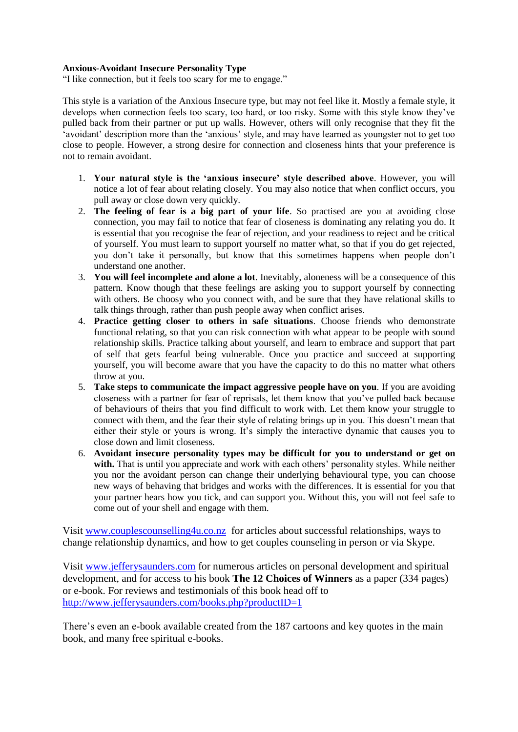**Anxious-Avoidant Insecure Personality Type**

"I like connection, but it feels too scary for me to engage."

This style is a variation of the Anxious Insecure type, but may not feel like it. Mostly a female style, it develops when connection feels too scary, too hard, or too risky. Some with this style know they've pulled back from their partner or put up walls. However, others will only recognise that they fit the 'avoidant' description more than the 'anxious' style, and may have learned as youngster not to get too close to people. However, a strong desire for connection and closeness hints that your preference is not to remain avoidant.

1. **Your natural style is the 'anxious insecure' style described above**. However, you will notice a lot of fear about relating closely. You may also notice that when conflict occurs, you pull away or close down very quickly.
2. **The feeling of fear is a big part of your life**. So practised are you at avoiding close connection, you may fail to notice that fear of closeness is dominating any relating you do. It is essential that you recognise the fear of rejection, and your readiness to reject and be critical of yourself. You must learn to support yourself no matter what, so that if you do get rejected, you don't take it personally, but know that this sometimes happens when people don't understand one another.
3. **You will feel incomplete and alone a lot**. Inevitably, aloneness will be a consequence of this pattern. Know though that these feelings are asking you to support yourself by connecting with others. Be choosy who you connect with, and be sure that they have relational skills to talk things through, rather than push people away when conflict arises.
4. **Practice getting closer to others in safe situations**. Choose friends who demonstrate functional relating, so that you can risk connection with what appear to be people with sound relationship skills. Practice talking about yourself, and learn to embrace and support that part of self that gets fearful being vulnerable. Once you practice and succeed at supporting yourself, you will become aware that you have the capacity to do this no matter what others throw at you.
5. **Take steps to communicate the impact aggressive people have on you**. If you are avoiding closeness with a partner for fear of reprisals, let them know that you've pulled back because of behaviours of theirs that you find difficult to work with. Let them know your struggle to connect with them, and the fear their style of relating brings up in you. This doesn't mean that either their style or yours is wrong. It's simply the interactive dynamic that causes you to close down and limit closeness.
6. **Avoidant insecure personality types may be difficult for you to understand or get on with.** That is until you appreciate and work with each others' personality styles. While neither you nor the avoidant person can change their underlying behavioural type, you can choose new ways of behaving that bridges and works with the differences. It is essential for you that your partner hears how you tick, and can support you. Without this, you will not feel safe to come out of your shell and engage with them.

Visit www.couplescounselling4u.co.nz for articles about successful relationships, ways to change relationship dynamics, and how to get couples counseling in person or via Skype.

Visit www.jefferysaunders.com for numerous articles on personal development and spiritual development, and for access to his book **The 12 Choices of Winners** as a paper (334 pages) or e-book. For reviews and testimonials of this book head off to http://www.jefferysaunders.com/books.php?productID=1

There's even an e-book available created from the 187 cartoons and key quotes in the main book, and many free spiritual e-books.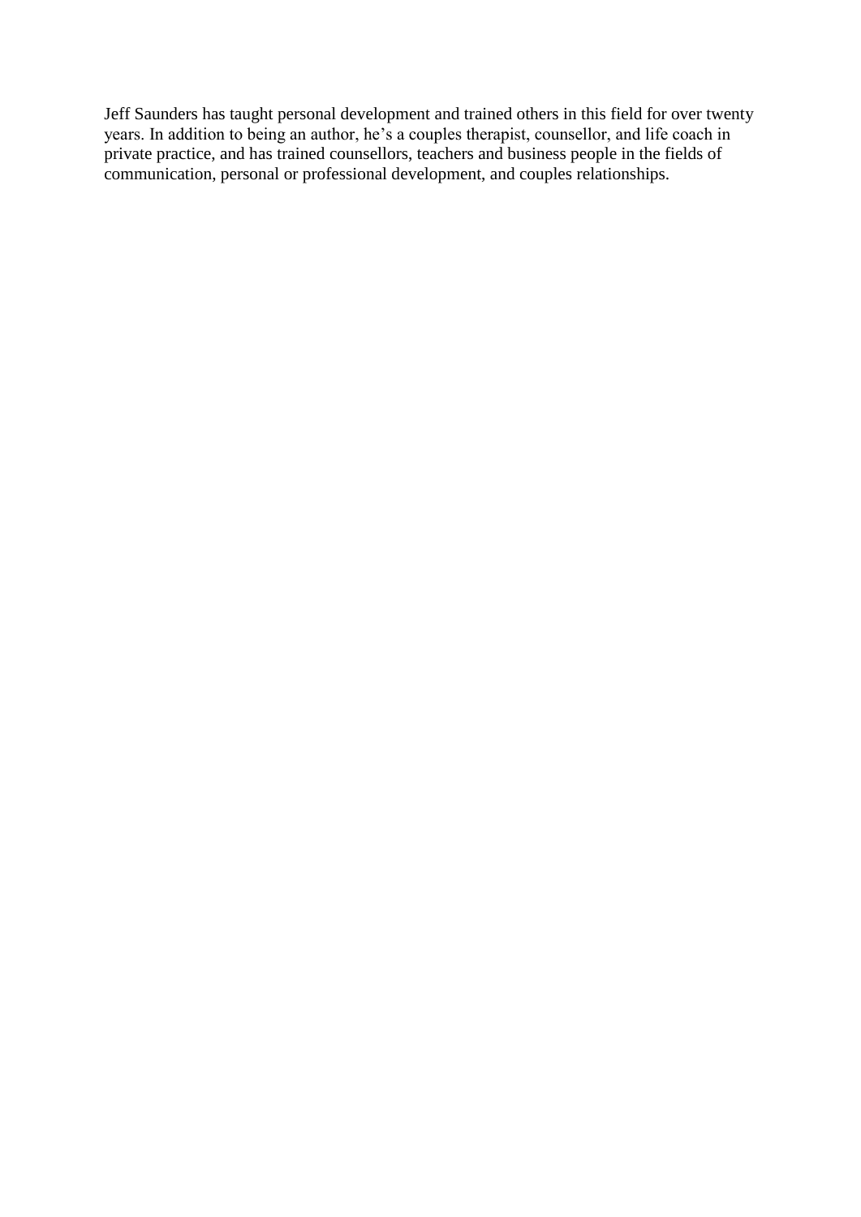Jeff Saunders has taught personal development and trained others in this field for over twenty years. In addition to being an author, he's a couples therapist, counsellor, and life coach in private practice, and has trained counsellors, teachers and business people in the fields of communication, personal or professional development, and couples relationships.